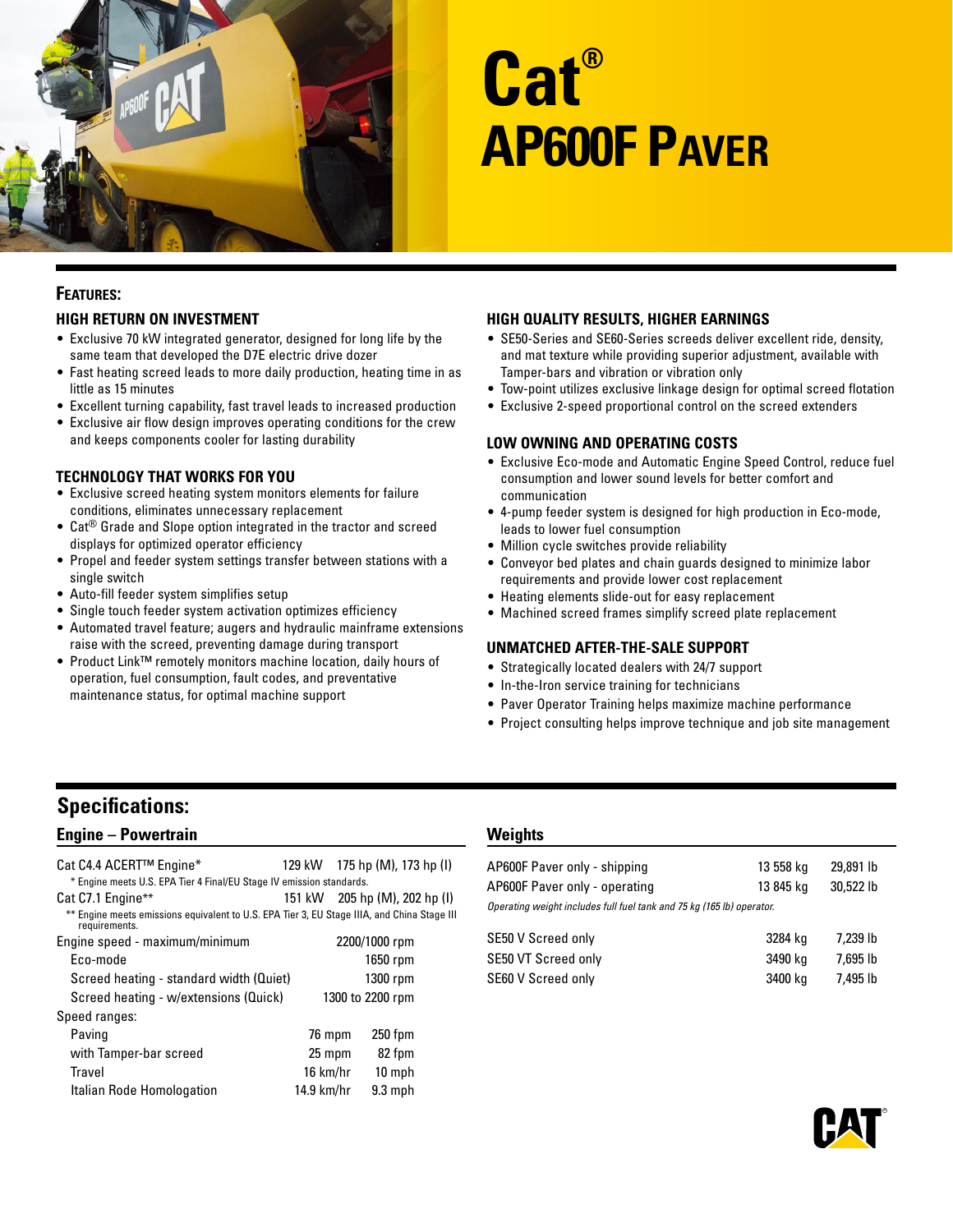# Cat®
# AP600F PAVER

## FEATURES:

### HIGH RETURN ON INVESTMENT

- Exclusive 70 kW integrated generator, designed for long life by the same team that developed the D7E electric drive dozer
- Fast heating screed leads to more daily production, heating time in as little as 15 minutes
- Excellent turning capability, fast travel leads to increased production
- Exclusive air flow design improves operating conditions for the crew and keeps components cooler for lasting durability

### TECHNOLOGY THAT WORKS FOR YOU

- Exclusive screed heating system monitors elements for failure conditions, eliminates unnecessary replacement
- Cat® Grade and Slope option integrated in the tractor and screed displays for optimized operator efficiency
- Propel and feeder system settings transfer between stations with a single switch
- Auto-fill feeder system simplifies setup
- Single touch feeder system activation optimizes efficiency
- Automated travel feature; augers and hydraulic mainframe extensions raise with the screed, preventing damage during transport
- Product Link™ remotely monitors machine location, daily hours of operation, fuel consumption, fault codes, and preventative maintenance status, for optimal machine support

### HIGH QUALITY RESULTS, HIGHER EARNINGS

- SE50-Series and SE60-Series screeds deliver excellent ride, density, and mat texture while providing superior adjustment, available with Tamper-bars and vibration or vibration only
- Tow-point utilizes exclusive linkage design for optimal screed flotation
- Exclusive 2-speed proportional control on the screed extenders

### LOW OWNING AND OPERATING COSTS

- Exclusive Eco-mode and Automatic Engine Speed Control, reduce fuel consumption and lower sound levels for better comfort and communication
- 4-pump feeder system is designed for high production in Eco-mode, leads to lower fuel consumption
- Million cycle switches provide reliability
- Conveyor bed plates and chain guards designed to minimize labor requirements and provide lower cost replacement
- Heating elements slide-out for easy replacement
- Machined screed frames simplify screed plate replacement

### UNMATCHED AFTER-THE-SALE SUPPORT

- Strategically located dealers with 24/7 support
- In-the-Iron service training for technicians
- Paver Operator Training helps maximize machine performance
- Project consulting helps improve technique and job site management

## Specifications:

### Engine – Powertrain

| | | |
|---|---|---|
| Cat C4.4 ACERT™ Engine* | 129 kW | 175 hp (M), 173 hp (I) |
| Cat C7.1 Engine** | 151 kW | 205 hp (M), 202 hp (I) |

\* Engine meets U.S. EPA Tier 4 Final/EU Stage IV emission standards.

\** Engine meets emissions equivalent to U.S. EPA Tier 3, EU Stage IIIA, and China Stage III requirements.

| | | |
|---|---|---|
| Engine speed - maximum/minimum | | 2200/1000 rpm |
| Eco-mode | | 1650 rpm |
| Screed heating - standard width (Quiet) | | 1300 rpm |
| Screed heating - w/extensions (Quick) | | 1300 to 2200 rpm |
| Speed ranges: | | |
| Paving | 76 mpm | 250 fpm |
| with Tamper-bar screed | 25 mpm | 82 fpm |
| Travel | 16 km/hr | 10 mph |
| Italian Rode Homologation | 14.9 km/hr | 9.3 mph |

### Weights

| | | |
|---|---|---|
| AP600F Paver only - shipping | 13 558 kg | 29,891 lb |
| AP600F Paver only - operating | 13 845 kg | 30,522 lb |

*Operating weight includes full fuel tank and 75 kg (165 lb) operator.*

| | | |
|---|---|---|
| SE50 V Screed only | 3284 kg | 7,239 lb |
| SE50 VT Screed only | 3490 kg | 7,695 lb |
| SE60 V Screed only | 3400 kg | 7,495 lb |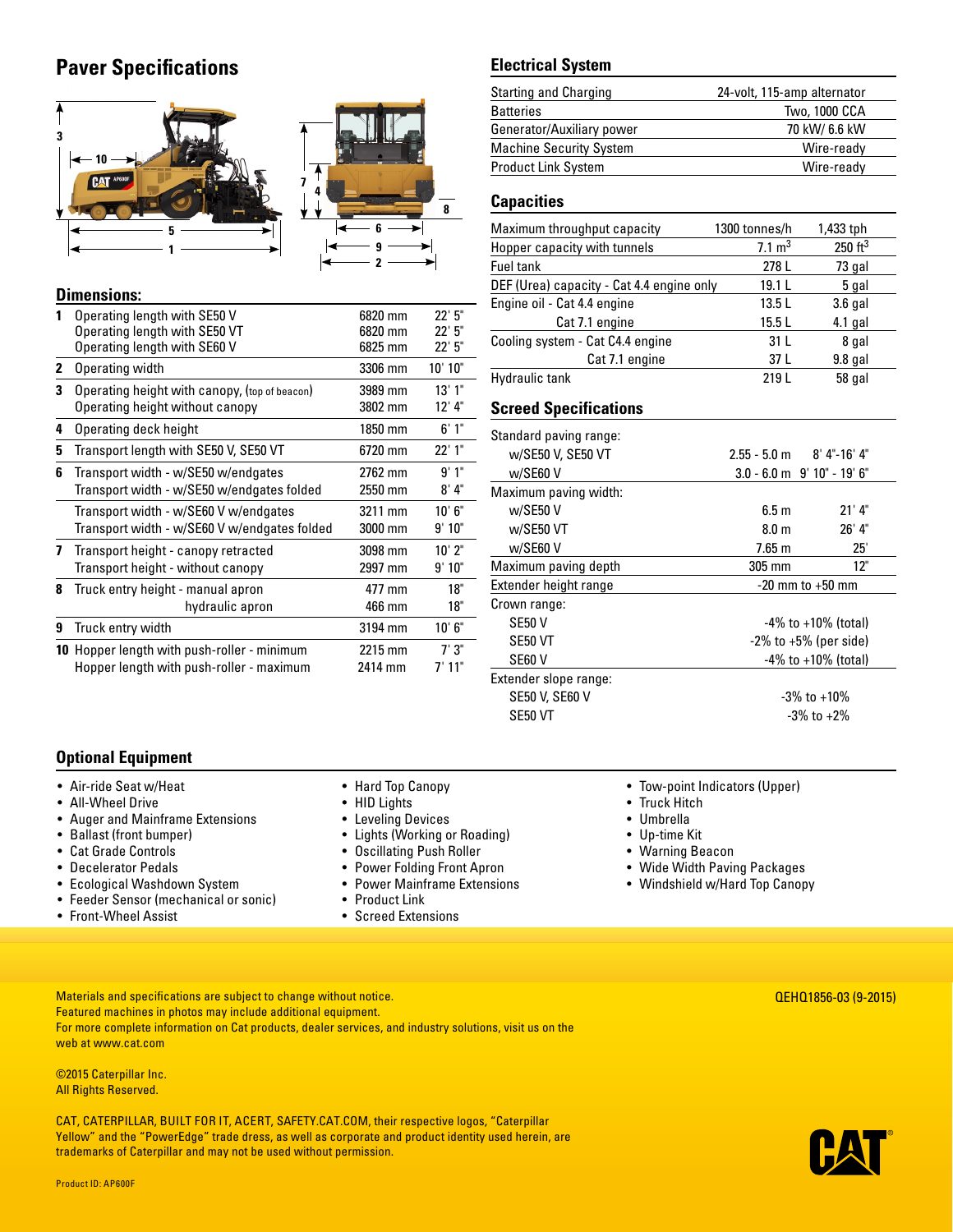## Paver Specifications

3
10
5
1
7
4
8
6
9
2

### Dimensions:

| | | | |
|---|---|---|---|
| 1 | Operating length with SE50 V | 6820 mm | 22' 5" |
| | Operating length with SE50 VT | 6820 mm | 22' 5" |
| | Operating length with SE60 V | 6825 mm | 22' 5" |
| 2 | Operating width | 3306 mm | 10' 10" |
| 3 | Operating height with canopy, (top of beacon) | 3989 mm | 13' 1" |
| | Operating height without canopy | 3802 mm | 12' 4" |
| 4 | Operating deck height | 1850 mm | 6' 1" |
| 5 | Transport length with SE50 V, SE50 VT | 6720 mm | 22' 1" |
| 6 | Transport width - w/SE50 w/endgates | 2762 mm | 9' 1" |
| | Transport width - w/SE50 w/endgates folded | 2550 mm | 8' 4" |
| | Transport width - w/SE60 V w/endgates | 3211 mm | 10' 6" |
| | Transport width - w/SE60 V w/endgates folded | 3000 mm | 9' 10" |
| 7 | Transport height - canopy retracted | 3098 mm | 10' 2" |
| | Transport height - without canopy | 2997 mm | 9' 10" |
| 8 | Truck entry height - manual apron | 477 mm | 18" |
| | hydraulic apron | 466 mm | 18" |
| 9 | Truck entry width | 3194 mm | 10' 6" |
| 10 | Hopper length with push-roller - minimum | 2215 mm | 7' 3" |
| | Hopper length with push-roller - maximum | 2414 mm | 7' 11" |

## Electrical System

| | |
|---|---|
| Starting and Charging | 24-volt, 115-amp alternator |
| Batteries | Two, 1000 CCA |
| Generator/Auxiliary power | 70 kW/ 6.6 kW |
| Machine Security System | Wire-ready |
| Product Link System | Wire-ready |

## Capacities

| | | |
|---|---|---|
| Maximum throughput capacity | 1300 tonnes/h | 1,433 tph |
| Hopper capacity with tunnels | 7.1 m³ | 250 ft³ |
| Fuel tank | 278 L | 73 gal |
| DEF (Urea) capacity - Cat 4.4 engine only | 19.1 L | 5 gal |
| Engine oil - Cat 4.4 engine | 13.5 L | 3.6 gal |
| Cat 7.1 engine | 15.5 L | 4.1 gal |
| Cooling system - Cat C4.4 engine | 31 L | 8 gal |
| Cat 7.1 engine | 37 L | 9.8 gal |
| Hydraulic tank | 219 L | 58 gal |

## Screed Specifications

| | | |
|---|---|---|
| Standard paving range: | | |
| w/SE50 V, SE50 VT | 2.55 - 5.0 m | 8' 4"-16' 4" |
| w/SE60 V | 3.0 - 6.0 m | 9' 10" - 19' 6" |
| Maximum paving width: | | |
| w/SE50 V | 6.5 m | 21' 4" |
| w/SE50 VT | 8.0 m | 26' 4" |
| w/SE60 V | 7.65 m | 25' |
| Maximum paving depth | 305 mm | 12" |
| Extender height range | -20 mm to +50 mm | |
| Crown range: | | |
| SE50 V | -4% to +10% (total) | |
| SE50 VT | -2% to +5% (per side) | |
| SE60 V | -4% to +10% (total) | |
| Extender slope range: | | |
| SE50 V, SE60 V | -3% to +10% | |
| SE50 VT | -3% to +2% | |

## Optional Equipment

- Air-ride Seat w/Heat
- All-Wheel Drive
- Auger and Mainframe Extensions
- Ballast (front bumper)
- Cat Grade Controls
- Decelerator Pedals
- Ecological Washdown System
- Feeder Sensor (mechanical or sonic)
- Front-Wheel Assist
- Hard Top Canopy
- HID Lights
- Leveling Devices
- Lights (Working or Roading)
- Oscillating Push Roller
- Power Folding Front Apron
- Power Mainframe Extensions
- Product Link
- Screed Extensions
- Tow-point Indicators (Upper)
- Truck Hitch
- Umbrella
- Up-time Kit
- Warning Beacon
- Wide Width Paving Packages
- Windshield w/Hard Top Canopy

Materials and specifications are subject to change without notice.
Featured machines in photos may include additional equipment.
For more complete information on Cat products, dealer services, and industry solutions, visit us on the web at www.cat.com

QEHQ1856-03 (9-2015)

©2015 Caterpillar Inc.
All Rights Reserved.

CAT, CATERPILLAR, BUILT FOR IT, ACERT, SAFETY.CAT.COM, their respective logos, "Caterpillar Yellow" and the "PowerEdge" trade dress, as well as corporate and product identity used herein, are trademarks of Caterpillar and may not be used without permission.

Product ID: AP600F